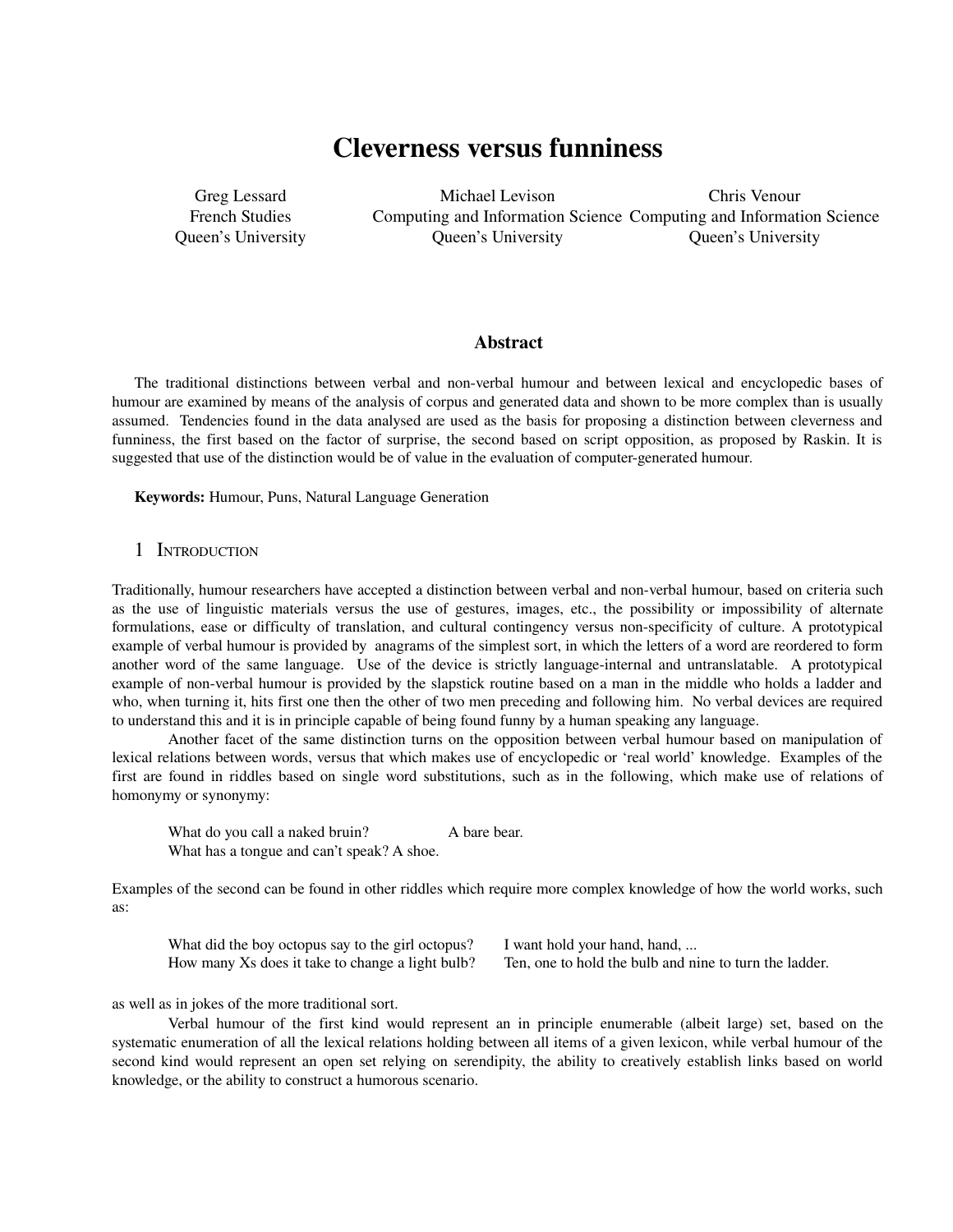# Cleverness versus funniness

Greg Lessard
French Studies
Queen's University

Michael Levison
Computing and Information Science
Queen's University

Chris Venour
Computing and Information Science
Queen's University

## Abstract

The traditional distinctions between verbal and non-verbal humour and between lexical and encyclopedic bases of humour are examined by means of the analysis of corpus and generated data and shown to be more complex than is usually assumed. Tendencies found in the data analysed are used as the basis for proposing a distinction between cleverness and funniness, the first based on the factor of surprise, the second based on script opposition, as proposed by Raskin. It is suggested that use of the distinction would be of value in the evaluation of computer-generated humour.

**Keywords:** Humour, Puns, Natural Language Generation

## 1 Introduction

Traditionally, humour researchers have accepted a distinction between verbal and non-verbal humour, based on criteria such as the use of linguistic materials versus the use of gestures, images, etc., the possibility or impossibility of alternate formulations, ease or difficulty of translation, and cultural contingency versus non-specificity of culture. A prototypical example of verbal humour is provided by anagrams of the simplest sort, in which the letters of a word are reordered to form another word of the same language. Use of the device is strictly language-internal and untranslatable. A prototypical example of non-verbal humour is provided by the slapstick routine based on a man in the middle who holds a ladder and who, when turning it, hits first one then the other of two men preceding and following him. No verbal devices are required to understand this and it is in principle capable of being found funny by a human speaking any language.

Another facet of the same distinction turns on the opposition between verbal humour based on manipulation of lexical relations between words, versus that which makes use of encyclopedic or 'real world' knowledge. Examples of the first are found in riddles based on single word substitutions, such as in the following, which make use of relations of homonymy or synonymy:

> What do you call a naked bruin? A bare bear.
> What has a tongue and can't speak? A shoe.

Examples of the second can be found in other riddles which require more complex knowledge of how the world works, such as:

> What did the boy octopus say to the girl octopus? I want hold your hand, hand, ...
> How many Xs does it take to change a light bulb? Ten, one to hold the bulb and nine to turn the ladder.

as well as in jokes of the more traditional sort.

Verbal humour of the first kind would represent an in principle enumerable (albeit large) set, based on the systematic enumeration of all the lexical relations holding between all items of a given lexicon, while verbal humour of the second kind would represent an open set relying on serendipity, the ability to creatively establish links based on world knowledge, or the ability to construct a humorous scenario.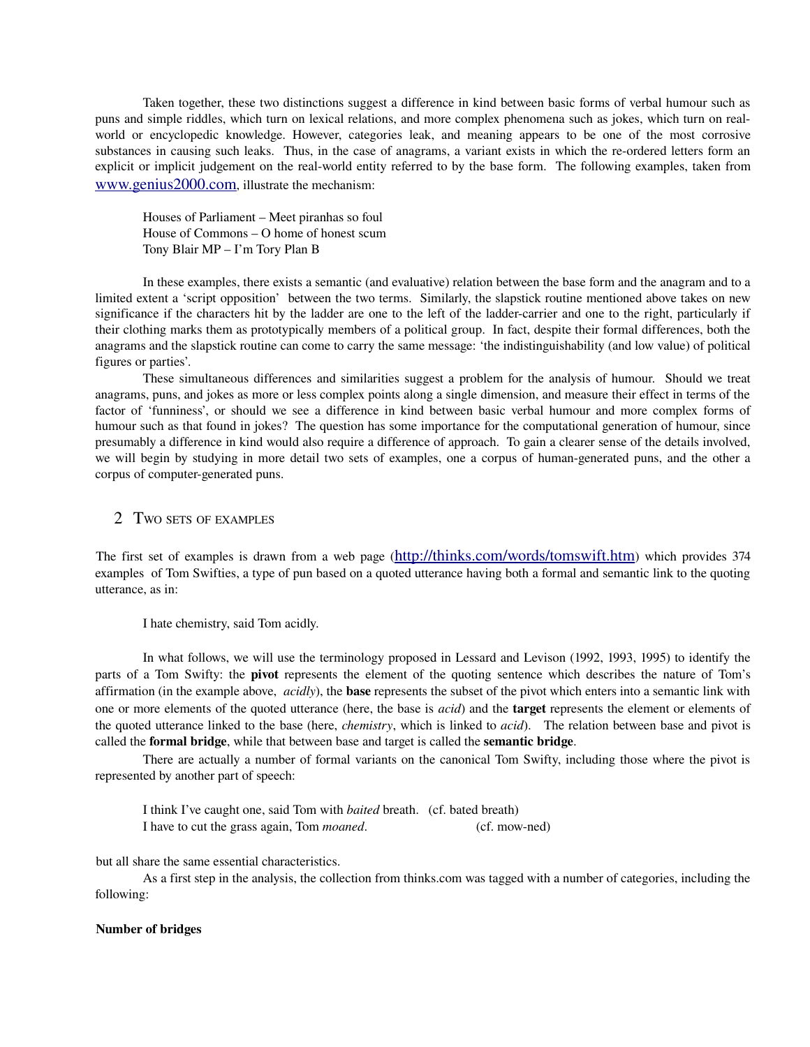Taken together, these two distinctions suggest a difference in kind between basic forms of verbal humour such as puns and simple riddles, which turn on lexical relations, and more complex phenomena such as jokes, which turn on real-world or encyclopedic knowledge. However, categories leak, and meaning appears to be one of the most corrosive substances in causing such leaks. Thus, in the case of anagrams, a variant exists in which the re-ordered letters form an explicit or implicit judgement on the real-world entity referred to by the base form. The following examples, taken from www.genius2000.com, illustrate the mechanism:

> Houses of Parliament – Meet piranhas so foul
> House of Commons – O home of honest scum
> Tony Blair MP – I'm Tory Plan B

In these examples, there exists a semantic (and evaluative) relation between the base form and the anagram and to a limited extent a 'script opposition' between the two terms. Similarly, the slapstick routine mentioned above takes on new significance if the characters hit by the ladder are one to the left of the ladder-carrier and one to the right, particularly if their clothing marks them as prototypically members of a political group. In fact, despite their formal differences, both the anagrams and the slapstick routine can come to carry the same message: 'the indistinguishability (and low value) of political figures or parties'.

These simultaneous differences and similarities suggest a problem for the analysis of humour. Should we treat anagrams, puns, and jokes as more or less complex points along a single dimension, and measure their effect in terms of the factor of 'funniness', or should we see a difference in kind between basic verbal humour and more complex forms of humour such as that found in jokes? The question has some importance for the computational generation of humour, since presumably a difference in kind would also require a difference of approach. To gain a clearer sense of the details involved, we will begin by studying in more detail two sets of examples, one a corpus of human-generated puns, and the other a corpus of computer-generated puns.

## 2 Two sets of examples

The first set of examples is drawn from a web page (http://thinks.com/words/tomswift.htm) which provides 374 examples of Tom Swifties, a type of pun based on a quoted utterance having both a formal and semantic link to the quoting utterance, as in:

> I hate chemistry, said Tom acidly.

In what follows, we will use the terminology proposed in Lessard and Levison (1992, 1993, 1995) to identify the parts of a Tom Swifty: the **pivot** represents the element of the quoting sentence which describes the nature of Tom's affirmation (in the example above, *acidly*), the **base** represents the subset of the pivot which enters into a semantic link with one or more elements of the quoted utterance (here, the base is *acid*) and the **target** represents the element or elements of the quoted utterance linked to the base (here, *chemistry*, which is linked to *acid*). The relation between base and pivot is called the **formal bridge**, while that between base and target is called the **semantic bridge**.

There are actually a number of formal variants on the canonical Tom Swifty, including those where the pivot is represented by another part of speech:

> I think I've caught one, said Tom with *baited* breath. (cf. bated breath)
> I have to cut the grass again, Tom *moaned*. (cf. mow-ned)

but all share the same essential characteristics.

As a first step in the analysis, the collection from thinks.com was tagged with a number of categories, including the following:

**Number of bridges**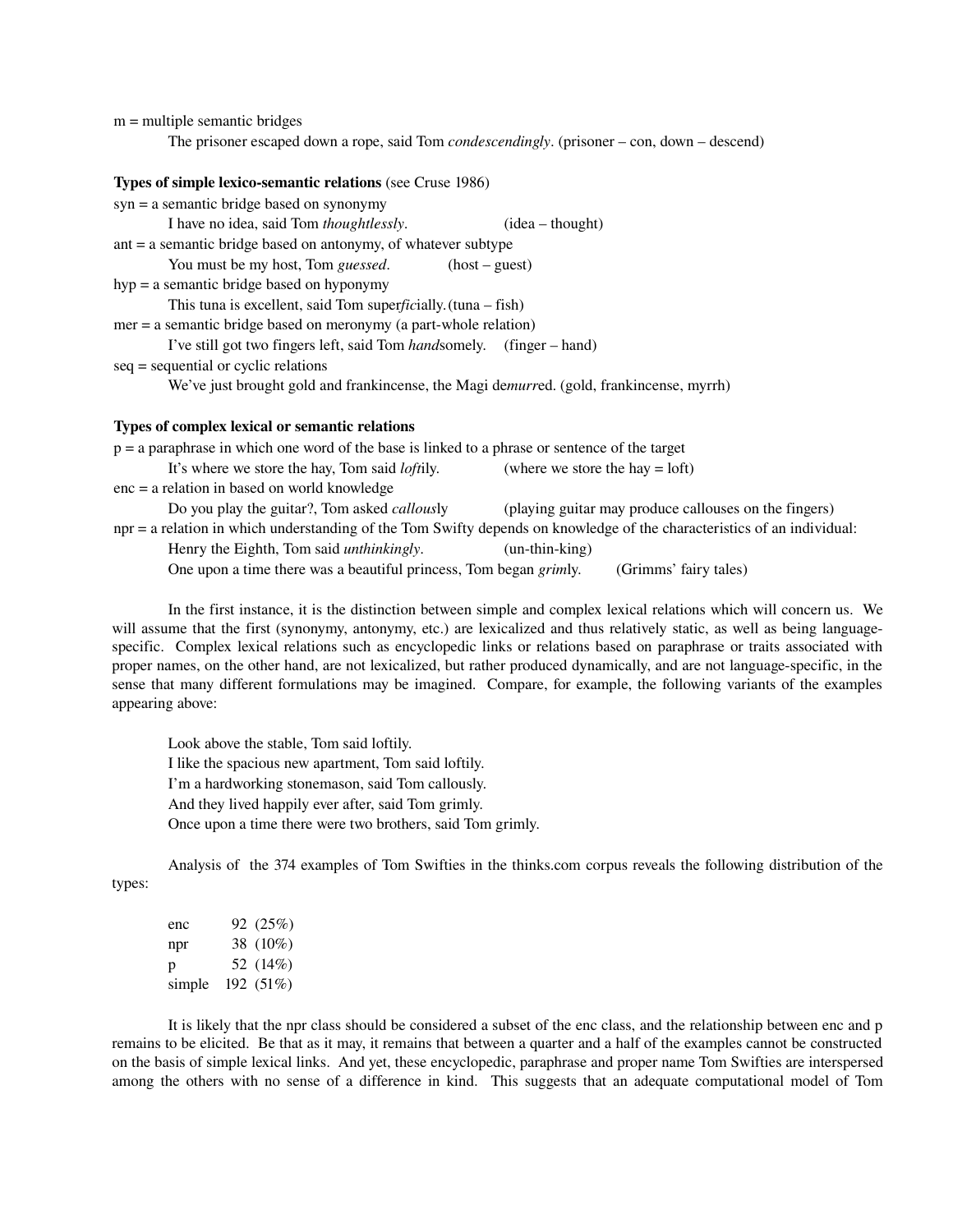m = multiple semantic bridges

The prisoner escaped down a rope, said Tom *condescendingly*. (prisoner – con, down – descend)

**Types of simple lexico-semantic relations** (see Cruse 1986)

syn = a semantic bridge based on synonymy

I have no idea, said Tom *thoughtlessly*. (idea – thought)

ant = a semantic bridge based on antonymy, of whatever subtype

You must be my host, Tom *guessed*. (host – guest)

hyp = a semantic bridge based on hyponymy

This tuna is excellent, said Tom super*fic*ially. (tuna – fish)

mer = a semantic bridge based on meronymy (a part-whole relation)

I've still got two fingers left, said Tom *hand*somely. (finger – hand)

seq = sequential or cyclic relations

We've just brought gold and frankincense, the Magi de*murr*ed. (gold, frankincense, myrrh)

**Types of complex lexical or semantic relations**

p = a paraphrase in which one word of the base is linked to a phrase or sentence of the target

It's where we store the hay, Tom said *loft*ily. (where we store the hay = loft)

enc = a relation in based on world knowledge

Do you play the guitar?, Tom asked *callous*ly (playing guitar may produce callouses on the fingers)

npr = a relation in which understanding of the Tom Swifty depends on knowledge of the characteristics of an individual:

Henry the Eighth, Tom said *unthinkingly*. (un-thin-king)

One upon a time there was a beautiful princess, Tom began *grim*ly. (Grimms' fairy tales)

In the first instance, it is the distinction between simple and complex lexical relations which will concern us. We will assume that the first (synonymy, antonymy, etc.) are lexicalized and thus relatively static, as well as being language-specific. Complex lexical relations such as encyclopedic links or relations based on paraphrase or traits associated with proper names, on the other hand, are not lexicalized, but rather produced dynamically, and are not language-specific, in the sense that many different formulations may be imagined. Compare, for example, the following variants of the examples appearing above:

Look above the stable, Tom said loftily.
I like the spacious new apartment, Tom said loftily.
I'm a hardworking stonemason, said Tom callously.
And they lived happily ever after, said Tom grimly.
Once upon a time there were two brothers, said Tom grimly.

Analysis of the 374 examples of Tom Swifties in the thinks.com corpus reveals the following distribution of the types:

| | | |
|---|---|---|
| enc | 92 | (25%) |
| npr | 38 | (10%) |
| p | 52 | (14%) |
| simple | 192 | (51%) |

It is likely that the npr class should be considered a subset of the enc class, and the relationship between enc and p remains to be elicited. Be that as it may, it remains that between a quarter and a half of the examples cannot be constructed on the basis of simple lexical links. And yet, these encyclopedic, paraphrase and proper name Tom Swifties are interspersed among the others with no sense of a difference in kind. This suggests that an adequate computational model of Tom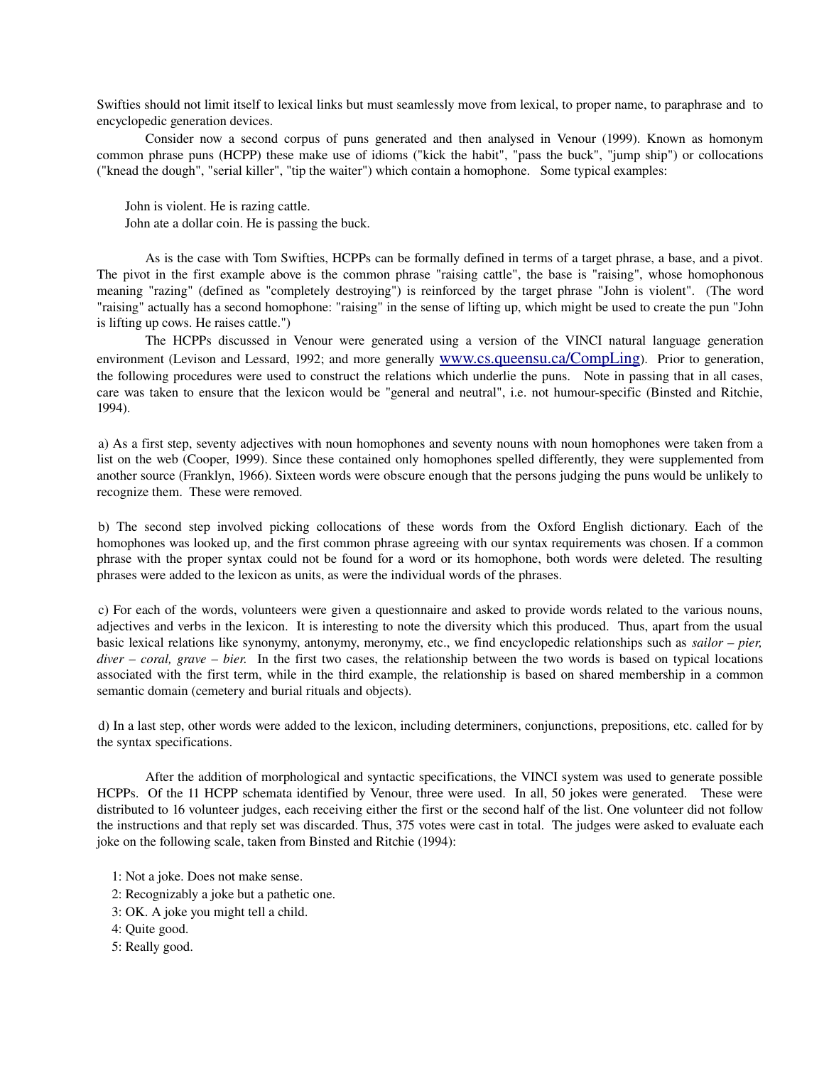Swifties should not limit itself to lexical links but must seamlessly move from lexical, to proper name, to paraphrase and to encyclopedic generation devices.

Consider now a second corpus of puns generated and then analysed in Venour (1999). Known as homonym common phrase puns (HCPP) these make use of idioms ("kick the habit", "pass the buck", "jump ship") or collocations ("knead the dough", "serial killer", "tip the waiter") which contain a homophone. Some typical examples:

John is violent. He is razing cattle.
John ate a dollar coin. He is passing the buck.

As is the case with Tom Swifties, HCPPs can be formally defined in terms of a target phrase, a base, and a pivot. The pivot in the first example above is the common phrase "raising cattle", the base is "raising", whose homophonous meaning "razing" (defined as "completely destroying") is reinforced by the target phrase "John is violent". (The word "raising" actually has a second homophone: "raising" in the sense of lifting up, which might be used to create the pun "John is lifting up cows. He raises cattle.")

The HCPPs discussed in Venour were generated using a version of the VINCI natural language generation environment (Levison and Lessard, 1992; and more generally www.cs.queensu.ca/CompLing). Prior to generation, the following procedures were used to construct the relations which underlie the puns. Note in passing that in all cases, care was taken to ensure that the lexicon would be "general and neutral", i.e. not humour-specific (Binsted and Ritchie, 1994).

a) As a first step, seventy adjectives with noun homophones and seventy nouns with noun homophones were taken from a list on the web (Cooper, 1999). Since these contained only homophones spelled differently, they were supplemented from another source (Franklyn, 1966). Sixteen words were obscure enough that the persons judging the puns would be unlikely to recognize them. These were removed.

b) The second step involved picking collocations of these words from the Oxford English dictionary. Each of the homophones was looked up, and the first common phrase agreeing with our syntax requirements was chosen. If a common phrase with the proper syntax could not be found for a word or its homophone, both words were deleted. The resulting phrases were added to the lexicon as units, as were the individual words of the phrases.

c) For each of the words, volunteers were given a questionnaire and asked to provide words related to the various nouns, adjectives and verbs in the lexicon. It is interesting to note the diversity which this produced. Thus, apart from the usual basic lexical relations like synonymy, antonymy, meronymy, etc., we find encyclopedic relationships such as *sailor – pier, diver – coral, grave – bier.* In the first two cases, the relationship between the two words is based on typical locations associated with the first term, while in the third example, the relationship is based on shared membership in a common semantic domain (cemetery and burial rituals and objects).

d) In a last step, other words were added to the lexicon, including determiners, conjunctions, prepositions, etc. called for by the syntax specifications.

After the addition of morphological and syntactic specifications, the VINCI system was used to generate possible HCPPs. Of the 11 HCPP schemata identified by Venour, three were used. In all, 50 jokes were generated. These were distributed to 16 volunteer judges, each receiving either the first or the second half of the list. One volunteer did not follow the instructions and that reply set was discarded. Thus, 375 votes were cast in total. The judges were asked to evaluate each joke on the following scale, taken from Binsted and Ritchie (1994):

1: Not a joke. Does not make sense.
2: Recognizably a joke but a pathetic one.
3: OK. A joke you might tell a child.
4: Quite good.
5: Really good.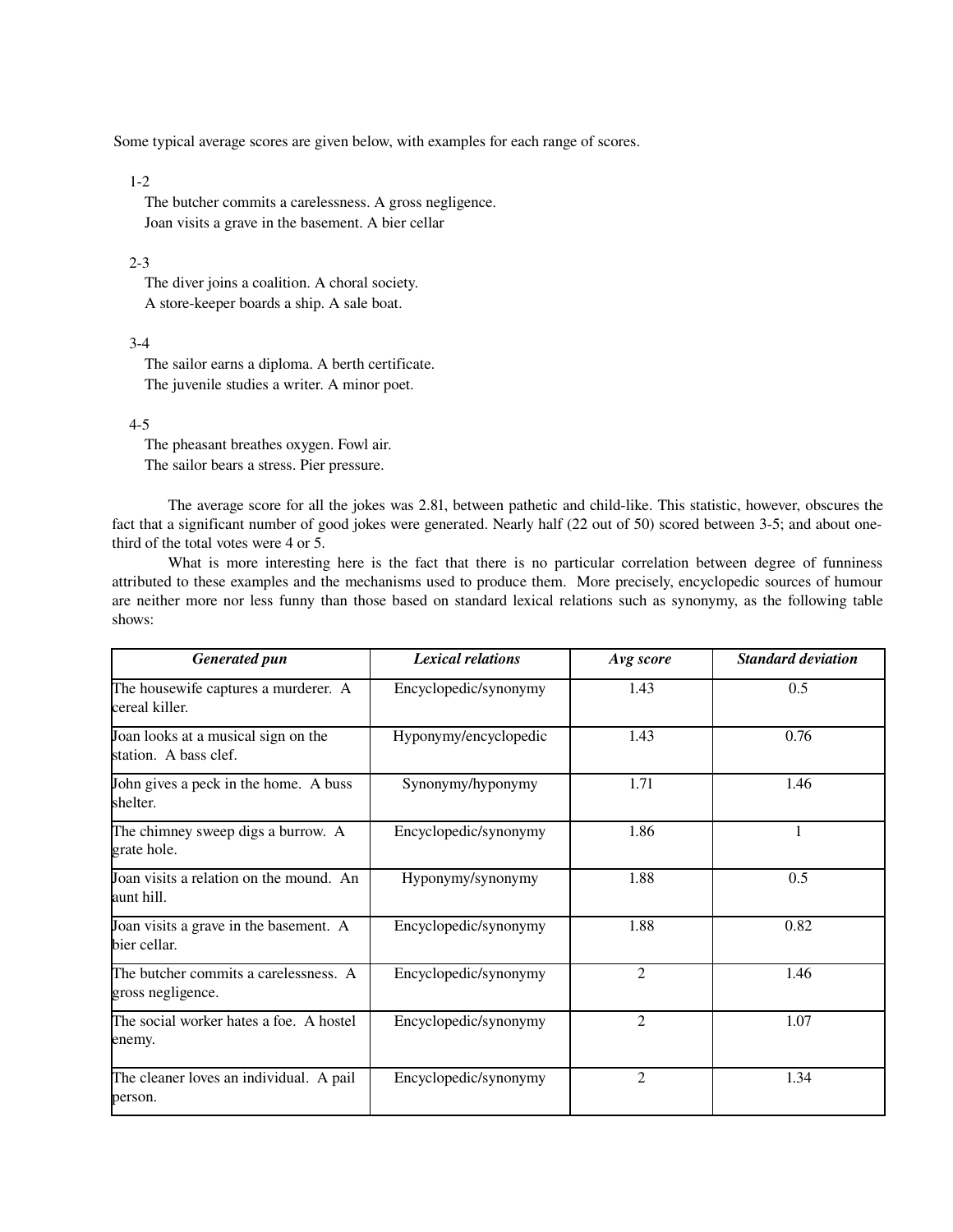Some typical average scores are given below, with examples for each range of scores.

1-2

The butcher commits a carelessness. A gross negligence.
Joan visits a grave in the basement. A bier cellar

2-3

The diver joins a coalition. A choral society.
A store-keeper boards a ship. A sale boat.

3-4

The sailor earns a diploma. A berth certificate.
The juvenile studies a writer. A minor poet.

4-5

The pheasant breathes oxygen. Fowl air.
The sailor bears a stress. Pier pressure.

The average score for all the jokes was 2.81, between pathetic and child-like. This statistic, however, obscures the fact that a significant number of good jokes were generated. Nearly half (22 out of 50) scored between 3-5; and about one-third of the total votes were 4 or 5.

What is more interesting here is the fact that there is no particular correlation between degree of funniness attributed to these examples and the mechanisms used to produce them. More precisely, encyclopedic sources of humour are neither more nor less funny than those based on standard lexical relations such as synonymy, as the following table shows:

| *Generated pun* | *Lexical relations* | *Avg score* | *Standard deviation* |
|---|---|---|---|
| The housewife captures a murderer. A cereal killer. | Encyclopedic/synonymy | 1.43 | 0.5 |
| Joan looks at a musical sign on the station. A bass clef. | Hyponymy/encyclopedic | 1.43 | 0.76 |
| John gives a peck in the home. A buss shelter. | Synonymy/hyponymy | 1.71 | 1.46 |
| The chimney sweep digs a burrow. A grate hole. | Encyclopedic/synonymy | 1.86 | 1 |
| Joan visits a relation on the mound. An aunt hill. | Hyponymy/synonymy | 1.88 | 0.5 |
| Joan visits a grave in the basement. A bier cellar. | Encyclopedic/synonymy | 1.88 | 0.82 |
| The butcher commits a carelessness. A gross negligence. | Encyclopedic/synonymy | 2 | 1.46 |
| The social worker hates a foe. A hostel enemy. | Encyclopedic/synonymy | 2 | 1.07 |
| The cleaner loves an individual. A pail person. | Encyclopedic/synonymy | 2 | 1.34 |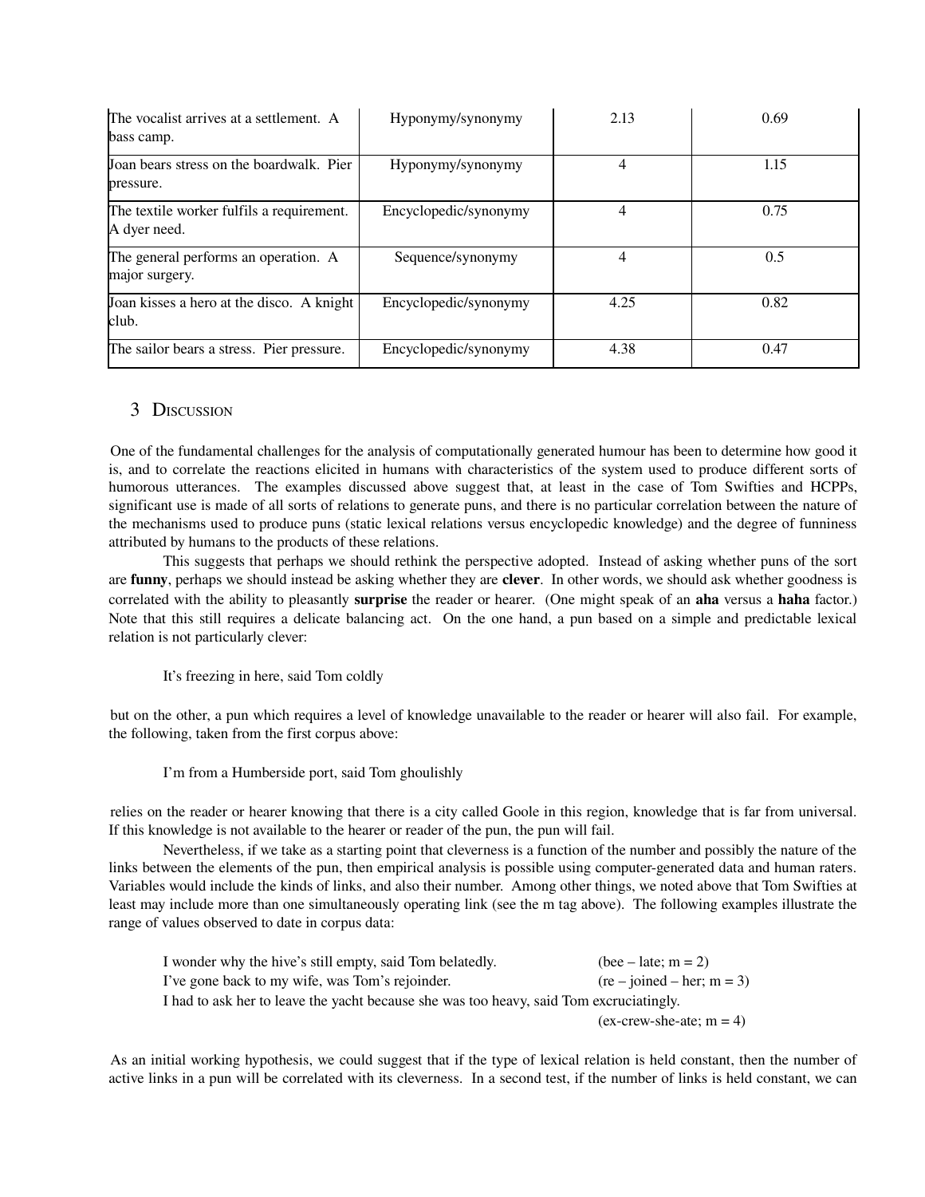| The vocalist arrives at a settlement. A bass camp. | Hyponymy/synonymy | 2.13 | 0.69 |
|---|---|---|---|
| Joan bears stress on the boardwalk. Pier pressure. | Hyponymy/synonymy | 4 | 1.15 |
| The textile worker fulfils a requirement. A dyer need. | Encyclopedic/synonymy | 4 | 0.75 |
| The general performs an operation. A major surgery. | Sequence/synonymy | 4 | 0.5 |
| Joan kisses a hero at the disco. A knight club. | Encyclopedic/synonymy | 4.25 | 0.82 |
| The sailor bears a stress. Pier pressure. | Encyclopedic/synonymy | 4.38 | 0.47 |

## 3 Discussion

One of the fundamental challenges for the analysis of computationally generated humour has been to determine how good it is, and to correlate the reactions elicited in humans with characteristics of the system used to produce different sorts of humorous utterances. The examples discussed above suggest that, at least in the case of Tom Swifties and HCPPs, significant use is made of all sorts of relations to generate puns, and there is no particular correlation between the nature of the mechanisms used to produce puns (static lexical relations versus encyclopedic knowledge) and the degree of funniness attributed by humans to the products of these relations.

This suggests that perhaps we should rethink the perspective adopted. Instead of asking whether puns of the sort are **funny**, perhaps we should instead be asking whether they are **clever**. In other words, we should ask whether goodness is correlated with the ability to pleasantly **surprise** the reader or hearer. (One might speak of an **aha** versus a **haha** factor.) Note that this still requires a delicate balancing act. On the one hand, a pun based on a simple and predictable lexical relation is not particularly clever:

> It's freezing in here, said Tom coldly

but on the other, a pun which requires a level of knowledge unavailable to the reader or hearer will also fail. For example, the following, taken from the first corpus above:

> I'm from a Humberside port, said Tom ghoulishly

relies on the reader or hearer knowing that there is a city called Goole in this region, knowledge that is far from universal. If this knowledge is not available to the hearer or reader of the pun, the pun will fail.

Nevertheless, if we take as a starting point that cleverness is a function of the number and possibly the nature of the links between the elements of the pun, then empirical analysis is possible using computer-generated data and human raters. Variables would include the kinds of links, and also their number. Among other things, we noted above that Tom Swifties at least may include more than one simultaneously operating link (see the m tag above). The following examples illustrate the range of values observed to date in corpus data:

> I wonder why the hive's still empty, said Tom belatedly. (bee – late; m = 2)
> I've gone back to my wife, was Tom's rejoinder. (re – joined – her; m = 3)
> I had to ask her to leave the yacht because she was too heavy, said Tom excruciatingly. (ex-crew-she-ate; m = 4)

As an initial working hypothesis, we could suggest that if the type of lexical relation is held constant, then the number of active links in a pun will be correlated with its cleverness. In a second test, if the number of links is held constant, we can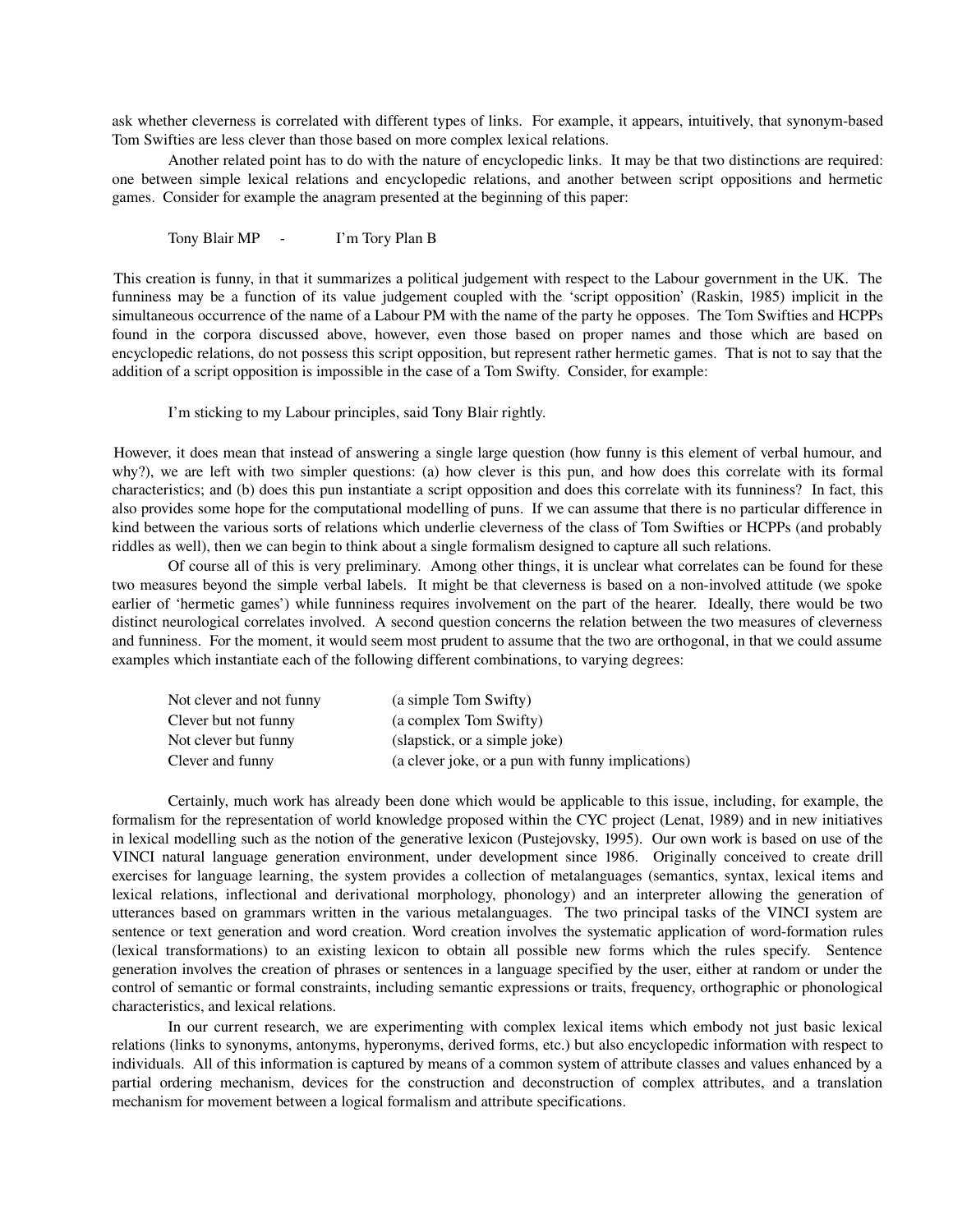ask whether cleverness is correlated with different types of links. For example, it appears, intuitively, that synonym-based Tom Swifties are less clever than those based on more complex lexical relations.

Another related point has to do with the nature of encyclopedic links. It may be that two distinctions are required: one between simple lexical relations and encyclopedic relations, and another between script oppositions and hermetic games. Consider for example the anagram presented at the beginning of this paper:

> Tony Blair MP - I'm Tory Plan B

This creation is funny, in that it summarizes a political judgement with respect to the Labour government in the UK. The funniness may be a function of its value judgement coupled with the 'script opposition' (Raskin, 1985) implicit in the simultaneous occurrence of the name of a Labour PM with the name of the party he opposes. The Tom Swifties and HCPPs found in the corpora discussed above, however, even those based on proper names and those which are based on encyclopedic relations, do not possess this script opposition, but represent rather hermetic games. That is not to say that the addition of a script opposition is impossible in the case of a Tom Swifty. Consider, for example:

> I'm sticking to my Labour principles, said Tony Blair rightly.

However, it does mean that instead of answering a single large question (how funny is this element of verbal humour, and why?), we are left with two simpler questions: (a) how clever is this pun, and how does this correlate with its formal characteristics; and (b) does this pun instantiate a script opposition and does this correlate with its funniness? In fact, this also provides some hope for the computational modelling of puns. If we can assume that there is no particular difference in kind between the various sorts of relations which underlie cleverness of the class of Tom Swifties or HCPPs (and probably riddles as well), then we can begin to think about a single formalism designed to capture all such relations.

Of course all of this is very preliminary. Among other things, it is unclear what correlates can be found for these two measures beyond the simple verbal labels. It might be that cleverness is based on a non-involved attitude (we spoke earlier of 'hermetic games') while funniness requires involvement on the part of the hearer. Ideally, there would be two distinct neurological correlates involved. A second question concerns the relation between the two measures of cleverness and funniness. For the moment, it would seem most prudent to assume that the two are orthogonal, in that we could assume examples which instantiate each of the following different combinations, to varying degrees:

| | |
|---|---|
| Not clever and not funny | (a simple Tom Swifty) |
| Clever but not funny | (a complex Tom Swifty) |
| Not clever but funny | (slapstick, or a simple joke) |
| Clever and funny | (a clever joke, or a pun with funny implications) |

Certainly, much work has already been done which would be applicable to this issue, including, for example, the formalism for the representation of world knowledge proposed within the CYC project (Lenat, 1989) and in new initiatives in lexical modelling such as the notion of the generative lexicon (Pustejovsky, 1995). Our own work is based on use of the VINCI natural language generation environment, under development since 1986. Originally conceived to create drill exercises for language learning, the system provides a collection of metalanguages (semantics, syntax, lexical items and lexical relations, inflectional and derivational morphology, phonology) and an interpreter allowing the generation of utterances based on grammars written in the various metalanguages. The two principal tasks of the VINCI system are sentence or text generation and word creation. Word creation involves the systematic application of word-formation rules (lexical transformations) to an existing lexicon to obtain all possible new forms which the rules specify. Sentence generation involves the creation of phrases or sentences in a language specified by the user, either at random or under the control of semantic or formal constraints, including semantic expressions or traits, frequency, orthographic or phonological characteristics, and lexical relations.

In our current research, we are experimenting with complex lexical items which embody not just basic lexical relations (links to synonyms, antonyms, hyperonyms, derived forms, etc.) but also encyclopedic information with respect to individuals. All of this information is captured by means of a common system of attribute classes and values enhanced by a partial ordering mechanism, devices for the construction and deconstruction of complex attributes, and a translation mechanism for movement between a logical formalism and attribute specifications.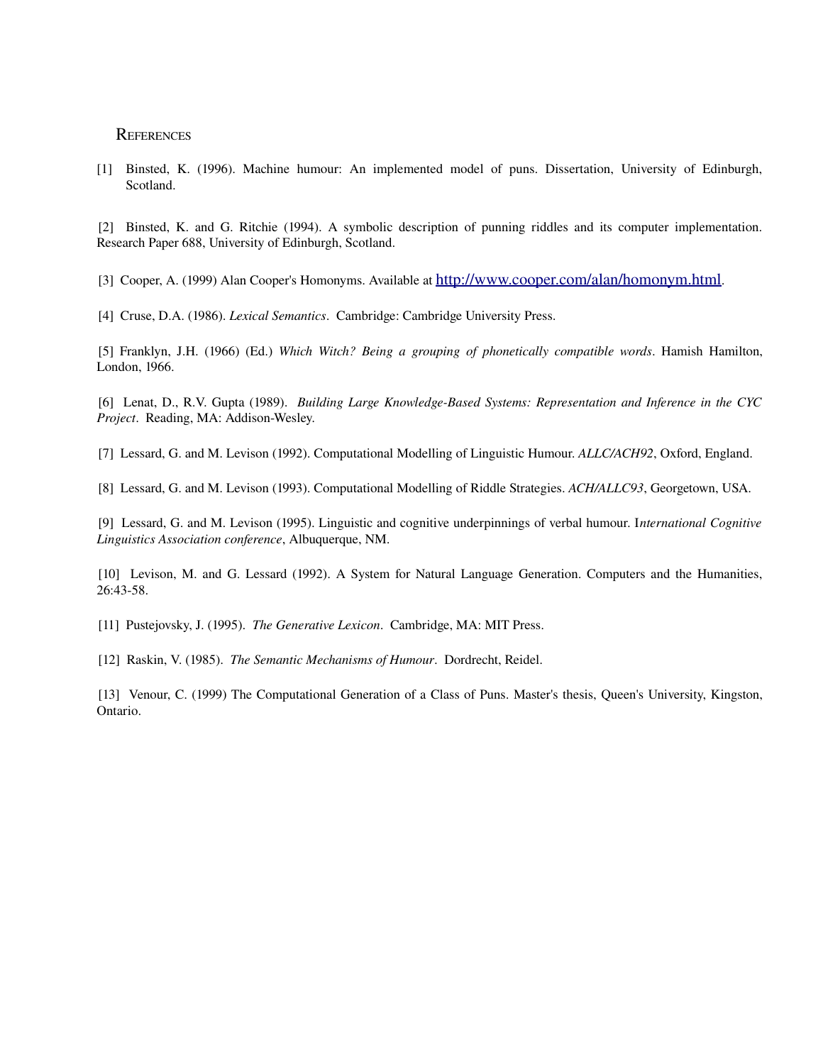## References

[1] Binsted, K. (1996). Machine humour: An implemented model of puns. Dissertation, University of Edinburgh, Scotland.

[2] Binsted, K. and G. Ritchie (1994). A symbolic description of punning riddles and its computer implementation. Research Paper 688, University of Edinburgh, Scotland.

[3] Cooper, A. (1999) Alan Cooper's Homonyms. Available at http://www.cooper.com/alan/homonym.html.

[4] Cruse, D.A. (1986). *Lexical Semantics*. Cambridge: Cambridge University Press.

[5] Franklyn, J.H. (1966) (Ed.) *Which Witch? Being a grouping of phonetically compatible words*. Hamish Hamilton, London, 1966.

[6] Lenat, D., R.V. Gupta (1989). *Building Large Knowledge-Based Systems: Representation and Inference in the CYC Project*. Reading, MA: Addison-Wesley.

[7] Lessard, G. and M. Levison (1992). Computational Modelling of Linguistic Humour. *ALLC/ACH92*, Oxford, England.

[8] Lessard, G. and M. Levison (1993). Computational Modelling of Riddle Strategies. *ACH/ALLC93*, Georgetown, USA.

[9] Lessard, G. and M. Levison (1995). Linguistic and cognitive underpinnings of verbal humour. I*nternational Cognitive Linguistics Association conference*, Albuquerque, NM.

[10] Levison, M. and G. Lessard (1992). A System for Natural Language Generation. Computers and the Humanities, 26:43-58.

[11] Pustejovsky, J. (1995). *The Generative Lexicon*. Cambridge, MA: MIT Press.

[12] Raskin, V. (1985). *The Semantic Mechanisms of Humour*. Dordrecht, Reidel.

[13] Venour, C. (1999) The Computational Generation of a Class of Puns. Master's thesis, Queen's University, Kingston, Ontario.